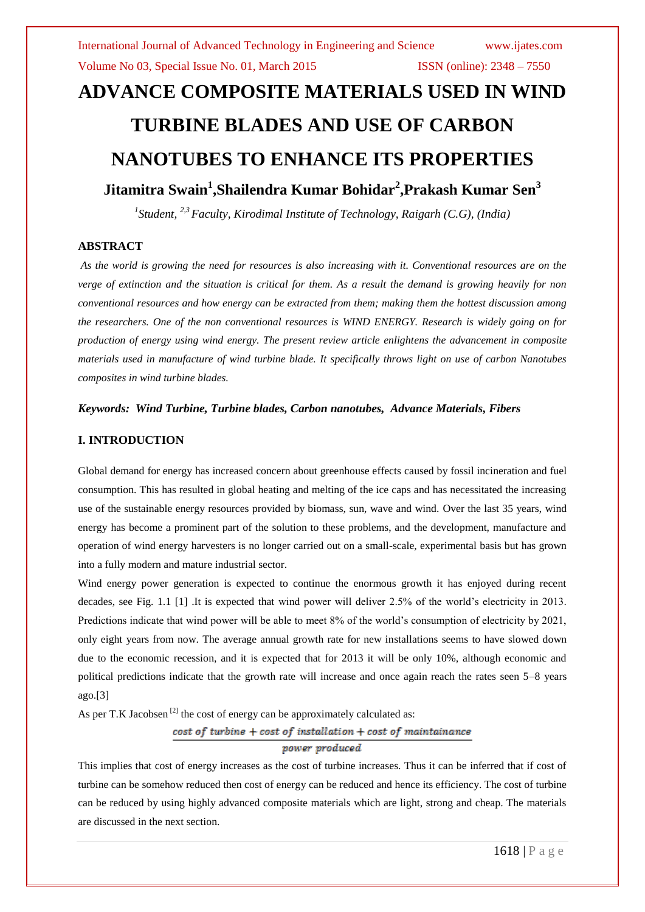# ADVANCE COMPOSITE MATERIALS USED IN WIND TURBINE BLADES AND USE OF CARBON NANOTUBES TO ENHANCE ITS PROPERTIES

**Jitamitra Swain[1],Shailendra Kumar Bohidar[2],Prakash Kumar Sen[3]**

*[1]Student, [2,3] Faculty, Kirodimal Institute of Technology, Raigarh (C.G), (India)*

## ABSTRACT

*As the world is growing the need for resources is also increasing with it. Conventional resources are on the verge of extinction and the situation is critical for them. As a result the demand is growing heavily for non conventional resources and how energy can be extracted from them; making them the hottest discussion among the researchers. One of the non conventional resources is WIND ENERGY. Research is widely going on for production of energy using wind energy. The present review article enlightens the advancement in composite materials used in manufacture of wind turbine blade. It specifically throws light on use of carbon Nanotubes composites in wind turbine blades.*

***Keywords:* *Wind Turbine, Turbine blades, Carbon nanotubes, Advance Materials, Fibers***

## I. INTRODUCTION

Global demand for energy has increased concern about greenhouse effects caused by fossil incineration and fuel consumption. This has resulted in global heating and melting of the ice caps and has necessitated the increasing use of the sustainable energy resources provided by biomass, sun, wave and wind. Over the last 35 years, wind energy has become a prominent part of the solution to these problems, and the development, manufacture and operation of wind energy harvesters is no longer carried out on a small-scale, experimental basis but has grown into a fully modern and mature industrial sector.

Wind energy power generation is expected to continue the enormous growth it has enjoyed during recent decades, see Fig. 1.1 [1] .It is expected that wind power will deliver 2.5% of the world's electricity in 2013. Predictions indicate that wind power will be able to meet 8% of the world's consumption of electricity by 2021, only eight years from now. The average annual growth rate for new installations seems to have slowed down due to the economic recession, and it is expected that for 2013 it will be only 10%, although economic and political predictions indicate that the growth rate will increase and once again reach the rates seen 5–8 years ago.[3]

As per T.K Jacobsen [2] the cost of energy can be approximately calculated as:

$$\frac{cost\ of\ turbine + cost\ of\ installation + cost\ of\ maintainance}{power\ produced}$$

This implies that cost of energy increases as the cost of turbine increases. Thus it can be inferred that if cost of turbine can be somehow reduced then cost of energy can be reduced and hence its efficiency. The cost of turbine can be reduced by using highly advanced composite materials which are light, strong and cheap. The materials are discussed in the next section.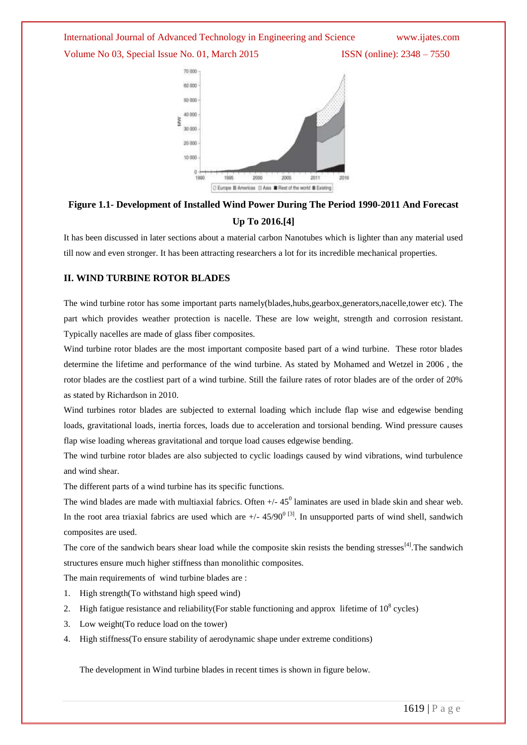**Figure 1.1- Development of Installed Wind Power During The Period 1990-2011 And Forecast Up To 2016.[4]**

It has been discussed in later sections about a material carbon Nanotubes which is lighter than any material used till now and even stronger. It has been attracting researchers a lot for its incredible mechanical properties.

## II. WIND TURBINE ROTOR BLADES

The wind turbine rotor has some important parts namely(blades,hubs,gearbox,generators,nacelle,tower etc). The part which provides weather protection is nacelle. These are low weight, strength and corrosion resistant. Typically nacelles are made of glass fiber composites.

Wind turbine rotor blades are the most important composite based part of a wind turbine. These rotor blades determine the lifetime and performance of the wind turbine. As stated by Mohamed and Wetzel in 2006 , the rotor blades are the costliest part of a wind turbine. Still the failure rates of rotor blades are of the order of 20% as stated by Richardson in 2010.

Wind turbines rotor blades are subjected to external loading which include flap wise and edgewise bending loads, gravitational loads, inertia forces, loads due to acceleration and torsional bending. Wind pressure causes flap wise loading whereas gravitational and torque load causes edgewise bending.

The wind turbine rotor blades are also subjected to cyclic loadings caused by wind vibrations, wind turbulence and wind shear.

The different parts of a wind turbine has its specific functions.

The wind blades are made with multiaxial fabrics. Often +/- $45^0$ laminates are used in blade skin and shear web. In the root area triaxial fabrics are used which are +/- $45/90^0$ [3]. In unsupported parts of wind shell, sandwich composites are used.

The core of the sandwich bears shear load while the composite skin resists the bending stresses[4].The sandwich structures ensure much higher stiffness than monolithic composites.

The main requirements of wind turbine blades are :

1. High strength(To withstand high speed wind)
2. High fatigue resistance and reliability(For stable functioning and approx lifetime of $10^8$ cycles)
3. Low weight(To reduce load on the tower)
4. High stiffness(To ensure stability of aerodynamic shape under extreme conditions)

The development in Wind turbine blades in recent times is shown in figure below.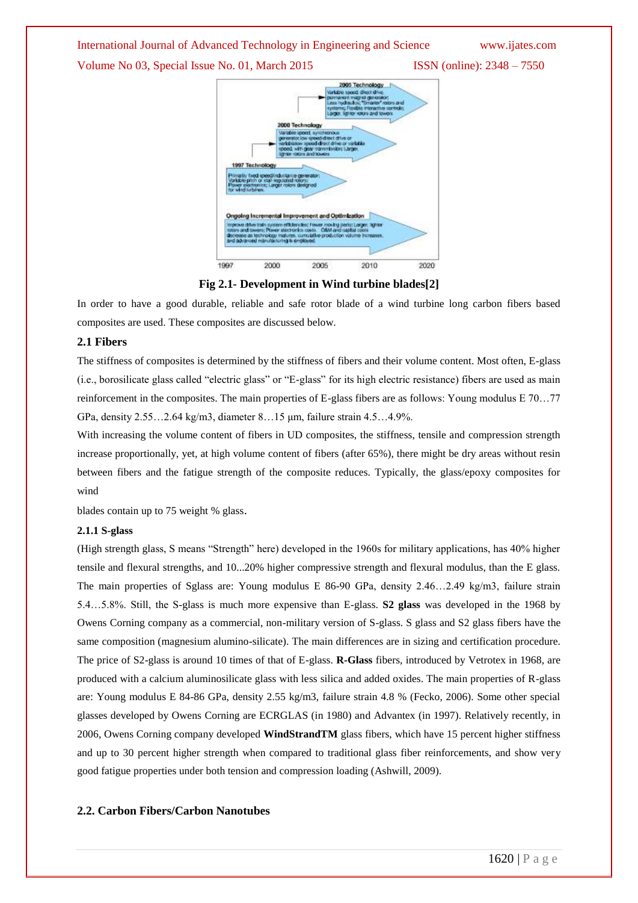Fig 2.1- Development in Wind turbine blades[2]

In order to have a good durable, reliable and safe rotor blade of a wind turbine long carbon fibers based composites are used. These composites are discussed below.

### 2.1 Fibers

The stiffness of composites is determined by the stiffness of fibers and their volume content. Most often, E-glass (i.e., borosilicate glass called "electric glass" or "E-glass" for its high electric resistance) fibers are used as main reinforcement in the composites. The main properties of E-glass fibers are as follows: Young modulus E 70…77 GPa, density 2.55…2.64 kg/m3, diameter 8…15 µm, failure strain 4.5…4.9%.

With increasing the volume content of fibers in UD composites, the stiffness, tensile and compression strength increase proportionally, yet, at high volume content of fibers (after 65%), there might be dry areas without resin between fibers and the fatigue strength of the composite reduces. Typically, the glass/epoxy composites for wind

blades contain up to 75 weight % glass.

#### 2.1.1 S-glass

(High strength glass, S means "Strength" here) developed in the 1960s for military applications, has 40% higher tensile and flexural strengths, and 10...20% higher compressive strength and flexural modulus, than the E glass. The main properties of Sglass are: Young modulus E 86-90 GPa, density 2.46…2.49 kg/m3, failure strain 5.4…5.8%. Still, the S-glass is much more expensive than E-glass. **S2 glass** was developed in the 1968 by Owens Corning company as a commercial, non-military version of S-glass. S glass and S2 glass fibers have the same composition (magnesium alumino-silicate). The main differences are in sizing and certification procedure. The price of S2-glass is around 10 times of that of E-glass. **R-Glass** fibers, introduced by Vetrotex in 1968, are produced with a calcium aluminosilicate glass with less silica and added oxides. The main properties of R-glass are: Young modulus E 84-86 GPa, density 2.55 kg/m3, failure strain 4.8 % (Fecko, 2006). Some other special glasses developed by Owens Corning are ECRGLAS (in 1980) and Advantex (in 1997). Relatively recently, in 2006, Owens Corning company developed **WindStrandTM** glass fibers, which have 15 percent higher stiffness and up to 30 percent higher strength when compared to traditional glass fiber reinforcements, and show very good fatigue properties under both tension and compression loading (Ashwill, 2009).

### 2.2. Carbon Fibers/Carbon Nanotubes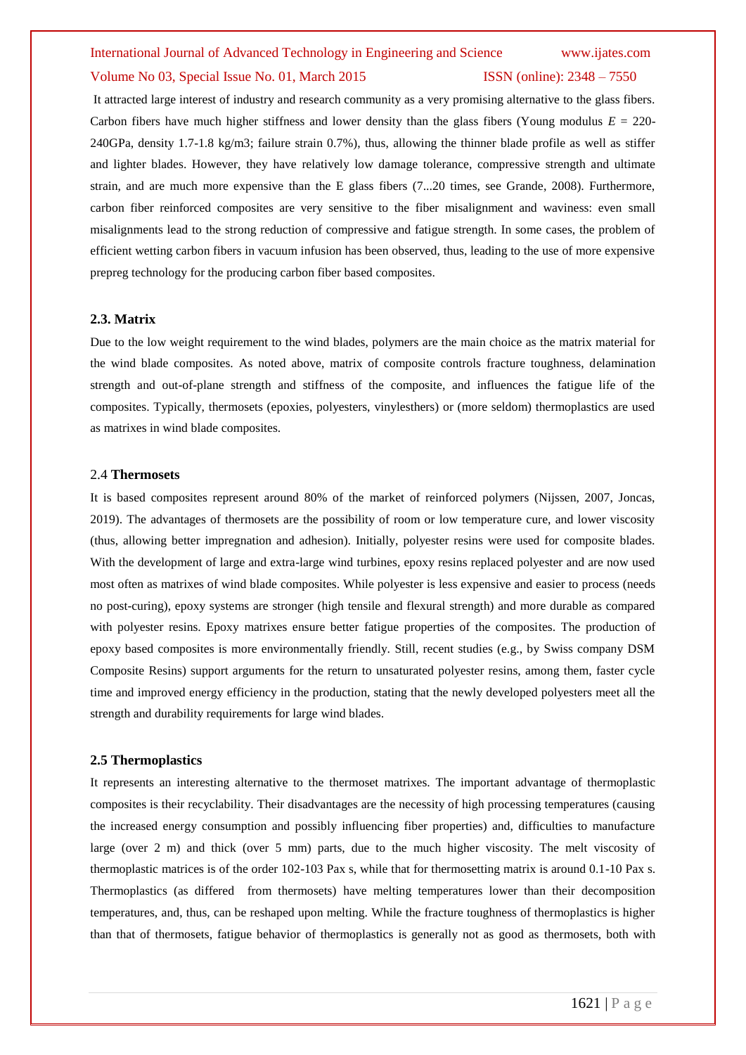It attracted large interest of industry and research community as a very promising alternative to the glass fibers. Carbon fibers have much higher stiffness and lower density than the glass fibers (Young modulus $E$ = 220-240GPa, density 1.7-1.8 kg/m3; failure strain 0.7%), thus, allowing the thinner blade profile as well as stiffer and lighter blades. However, they have relatively low damage tolerance, compressive strength and ultimate strain, and are much more expensive than the E glass fibers (7...20 times, see Grande, 2008). Furthermore, carbon fiber reinforced composites are very sensitive to the fiber misalignment and waviness: even small misalignments lead to the strong reduction of compressive and fatigue strength. In some cases, the problem of efficient wetting carbon fibers in vacuum infusion has been observed, thus, leading to the use of more expensive prepreg technology for the producing carbon fiber based composites.

### 2.3. Matrix

Due to the low weight requirement to the wind blades, polymers are the main choice as the matrix material for the wind blade composites. As noted above, matrix of composite controls fracture toughness, delamination strength and out-of-plane strength and stiffness of the composite, and influences the fatigue life of the composites. Typically, thermosets (epoxies, polyesters, vinylesthers) or (more seldom) thermoplastics are used as matrixes in wind blade composites.

### 2.4 Thermosets

It is based composites represent around 80% of the market of reinforced polymers (Nijssen, 2007, Joncas, 2019). The advantages of thermosets are the possibility of room or low temperature cure, and lower viscosity (thus, allowing better impregnation and adhesion). Initially, polyester resins were used for composite blades. With the development of large and extra-large wind turbines, epoxy resins replaced polyester and are now used most often as matrixes of wind blade composites. While polyester is less expensive and easier to process (needs no post-curing), epoxy systems are stronger (high tensile and flexural strength) and more durable as compared with polyester resins. Epoxy matrixes ensure better fatigue properties of the composites. The production of epoxy based composites is more environmentally friendly. Still, recent studies (e.g., by Swiss company DSM Composite Resins) support arguments for the return to unsaturated polyester resins, among them, faster cycle time and improved energy efficiency in the production, stating that the newly developed polyesters meet all the strength and durability requirements for large wind blades.

### 2.5 Thermoplastics

It represents an interesting alternative to the thermoset matrixes. The important advantage of thermoplastic composites is their recyclability. Their disadvantages are the necessity of high processing temperatures (causing the increased energy consumption and possibly influencing fiber properties) and, difficulties to manufacture large (over 2 m) and thick (over 5 mm) parts, due to the much higher viscosity. The melt viscosity of thermoplastic matrices is of the order 102-103 Pax s, while that for thermosetting matrix is around 0.1-10 Pax s. Thermoplastics (as differed from thermosets) have melting temperatures lower than their decomposition temperatures, and, thus, can be reshaped upon melting. While the fracture toughness of thermoplastics is higher than that of thermosets, fatigue behavior of thermoplastics is generally not as good as thermosets, both with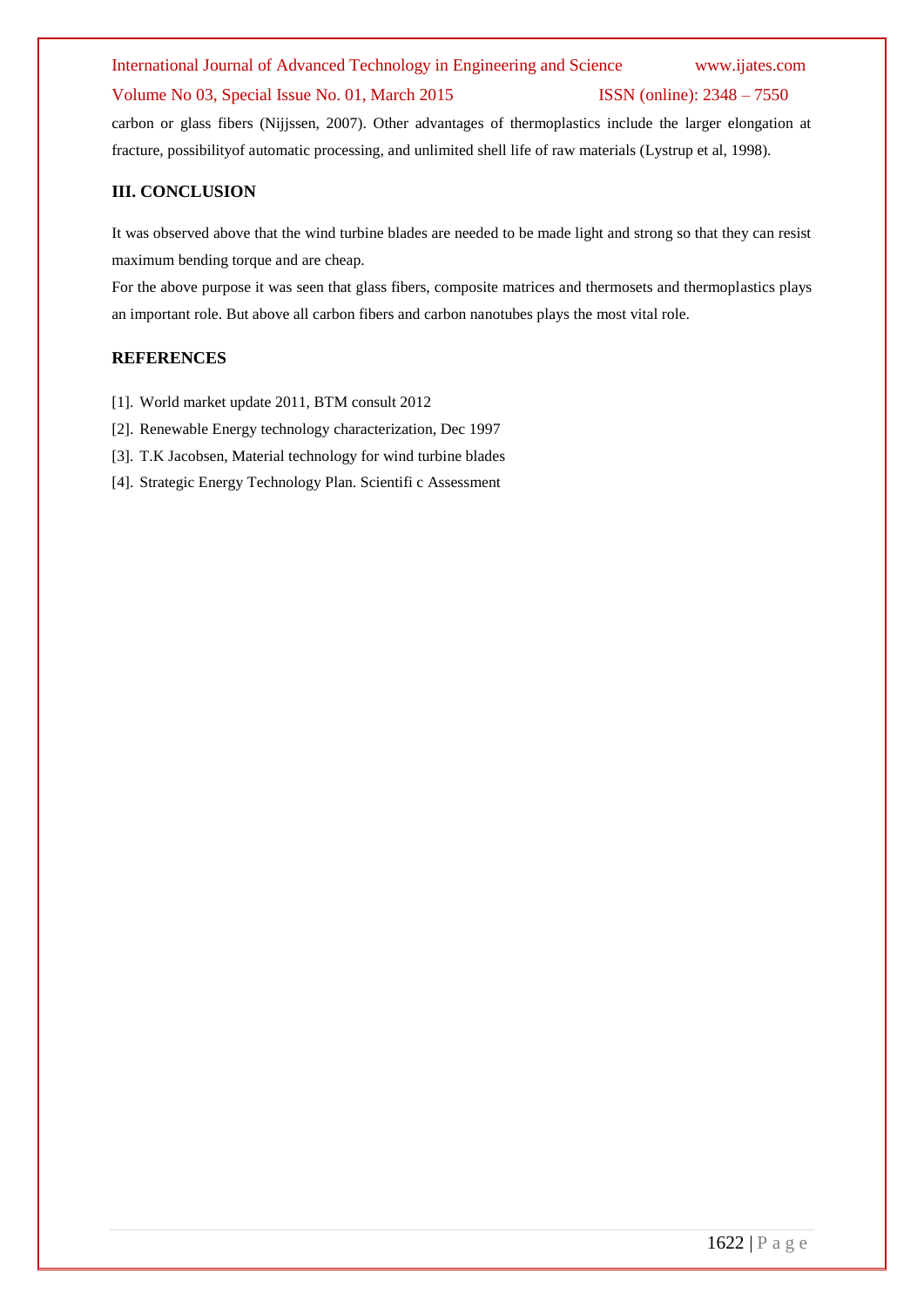carbon or glass fibers (Nijjssen, 2007). Other advantages of thermoplastics include the larger elongation at fracture, possibilityof automatic processing, and unlimited shell life of raw materials (Lystrup et al, 1998).

## III. CONCLUSION

It was observed above that the wind turbine blades are needed to be made light and strong so that they can resist maximum bending torque and are cheap.

For the above purpose it was seen that glass fibers, composite matrices and thermosets and thermoplastics plays an important role. But above all carbon fibers and carbon nanotubes plays the most vital role.

## REFERENCES

[1]. World market update 2011, BTM consult 2012

[2]. Renewable Energy technology characterization, Dec 1997

[3]. T.K Jacobsen, Material technology for wind turbine blades

[4]. Strategic Energy Technology Plan. Scientifi c Assessment